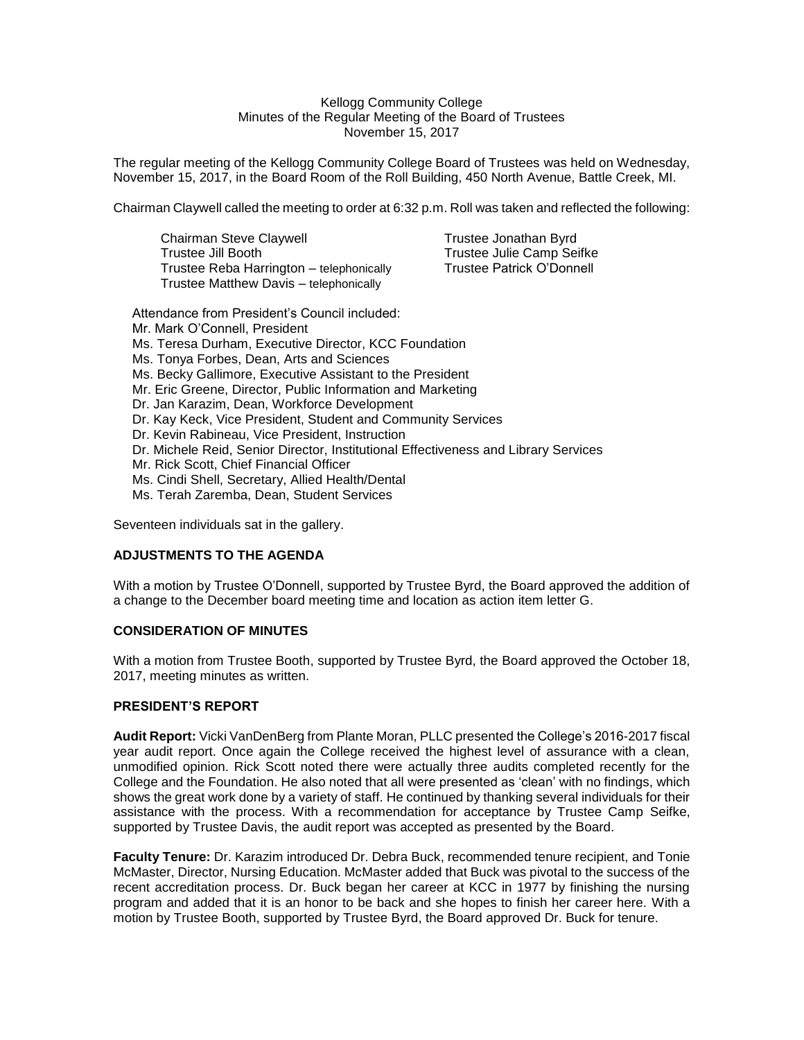Kellogg Community College
Minutes of the Regular Meeting of the Board of Trustees
November 15, 2017

The regular meeting of the Kellogg Community College Board of Trustees was held on Wednesday, November 15, 2017, in the Board Room of the Roll Building, 450 North Avenue, Battle Creek, MI.

Chairman Claywell called the meeting to order at 6:32 p.m. Roll was taken and reflected the following:

Chairman Steve Claywell
Trustee Jill Booth
Trustee Reba Harrington – telephonically
Trustee Matthew Davis – telephonically
Trustee Jonathan Byrd
Trustee Julie Camp Seifke
Trustee Patrick O'Donnell

Attendance from President's Council included:
Mr. Mark O'Connell, President
Ms. Teresa Durham, Executive Director, KCC Foundation
Ms. Tonya Forbes, Dean, Arts and Sciences
Ms. Becky Gallimore, Executive Assistant to the President
Mr. Eric Greene, Director, Public Information and Marketing
Dr. Jan Karazim, Dean, Workforce Development
Dr. Kay Keck, Vice President, Student and Community Services
Dr. Kevin Rabineau, Vice President, Instruction
Dr. Michele Reid, Senior Director, Institutional Effectiveness and Library Services
Mr. Rick Scott, Chief Financial Officer
Ms. Cindi Shell, Secretary, Allied Health/Dental
Ms. Terah Zaremba, Dean, Student Services

Seventeen individuals sat in the gallery.

## ADJUSTMENTS TO THE AGENDA

With a motion by Trustee O'Donnell, supported by Trustee Byrd, the Board approved the addition of a change to the December board meeting time and location as action item letter G.

## CONSIDERATION OF MINUTES

With a motion from Trustee Booth, supported by Trustee Byrd, the Board approved the October 18, 2017, meeting minutes as written.

## PRESIDENT'S REPORT

**Audit Report:** Vicki VanDenBerg from Plante Moran, PLLC presented the College's 2016-2017 fiscal year audit report. Once again the College received the highest level of assurance with a clean, unmodified opinion. Rick Scott noted there were actually three audits completed recently for the College and the Foundation. He also noted that all were presented as 'clean' with no findings, which shows the great work done by a variety of staff. He continued by thanking several individuals for their assistance with the process. With a recommendation for acceptance by Trustee Camp Seifke, supported by Trustee Davis, the audit report was accepted as presented by the Board.

**Faculty Tenure:** Dr. Karazim introduced Dr. Debra Buck, recommended tenure recipient, and Tonie McMaster, Director, Nursing Education. McMaster added that Buck was pivotal to the success of the recent accreditation process. Dr. Buck began her career at KCC in 1977 by finishing the nursing program and added that it is an honor to be back and she hopes to finish her career here. With a motion by Trustee Booth, supported by Trustee Byrd, the Board approved Dr. Buck for tenure.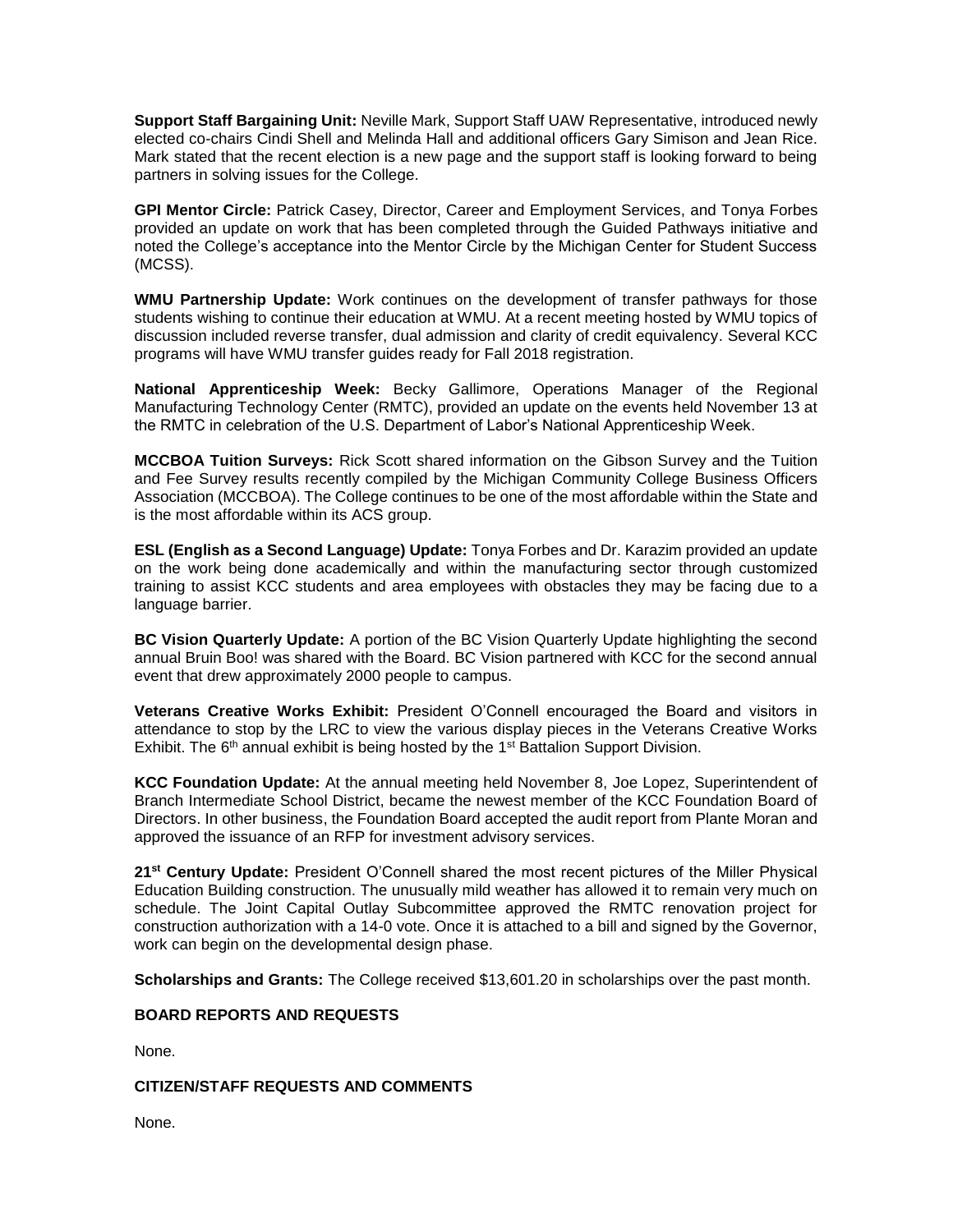**Support Staff Bargaining Unit:** Neville Mark, Support Staff UAW Representative, introduced newly elected co-chairs Cindi Shell and Melinda Hall and additional officers Gary Simison and Jean Rice. Mark stated that the recent election is a new page and the support staff is looking forward to being partners in solving issues for the College.

**GPI Mentor Circle:** Patrick Casey, Director, Career and Employment Services, and Tonya Forbes provided an update on work that has been completed through the Guided Pathways initiative and noted the College's acceptance into the Mentor Circle by the Michigan Center for Student Success (MCSS).

**WMU Partnership Update:** Work continues on the development of transfer pathways for those students wishing to continue their education at WMU. At a recent meeting hosted by WMU topics of discussion included reverse transfer, dual admission and clarity of credit equivalency. Several KCC programs will have WMU transfer guides ready for Fall 2018 registration.

**National Apprenticeship Week:** Becky Gallimore, Operations Manager of the Regional Manufacturing Technology Center (RMTC), provided an update on the events held November 13 at the RMTC in celebration of the U.S. Department of Labor's National Apprenticeship Week.

**MCCBOA Tuition Surveys:** Rick Scott shared information on the Gibson Survey and the Tuition and Fee Survey results recently compiled by the Michigan Community College Business Officers Association (MCCBOA). The College continues to be one of the most affordable within the State and is the most affordable within its ACS group.

**ESL (English as a Second Language) Update:** Tonya Forbes and Dr. Karazim provided an update on the work being done academically and within the manufacturing sector through customized training to assist KCC students and area employees with obstacles they may be facing due to a language barrier.

**BC Vision Quarterly Update:** A portion of the BC Vision Quarterly Update highlighting the second annual Bruin Boo! was shared with the Board. BC Vision partnered with KCC for the second annual event that drew approximately 2000 people to campus.

**Veterans Creative Works Exhibit:** President O'Connell encouraged the Board and visitors in attendance to stop by the LRC to view the various display pieces in the Veterans Creative Works Exhibit. The 6th annual exhibit is being hosted by the 1st Battalion Support Division.

**KCC Foundation Update:** At the annual meeting held November 8, Joe Lopez, Superintendent of Branch Intermediate School District, became the newest member of the KCC Foundation Board of Directors. In other business, the Foundation Board accepted the audit report from Plante Moran and approved the issuance of an RFP for investment advisory services.

**21st Century Update:** President O'Connell shared the most recent pictures of the Miller Physical Education Building construction. The unusually mild weather has allowed it to remain very much on schedule. The Joint Capital Outlay Subcommittee approved the RMTC renovation project for construction authorization with a 14-0 vote. Once it is attached to a bill and signed by the Governor, work can begin on the developmental design phase.

**Scholarships and Grants:** The College received $13,601.20 in scholarships over the past month.

**BOARD REPORTS AND REQUESTS**

None.

**CITIZEN/STAFF REQUESTS AND COMMENTS**

None.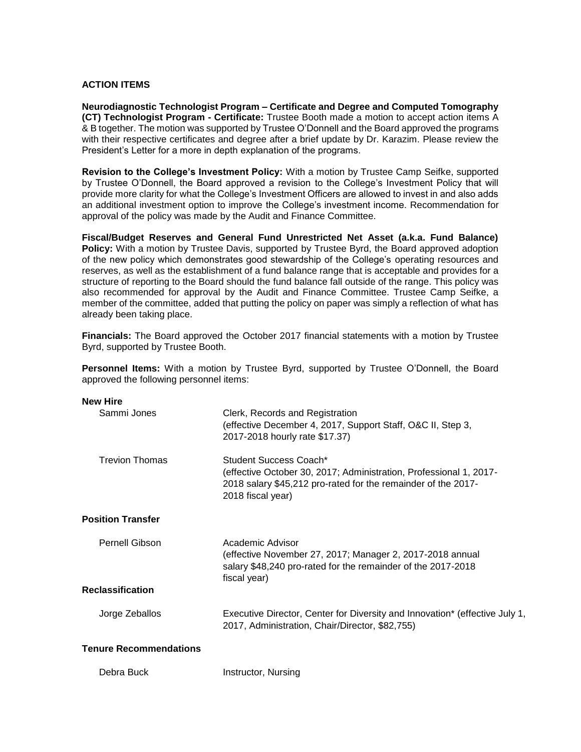## ACTION ITEMS

**Neurodiagnostic Technologist Program – Certificate and Degree and Computed Tomography (CT) Technologist Program - Certificate:** Trustee Booth made a motion to accept action items A & B together. The motion was supported by Trustee O'Donnell and the Board approved the programs with their respective certificates and degree after a brief update by Dr. Karazim. Please review the President's Letter for a more in depth explanation of the programs.

**Revision to the College's Investment Policy:** With a motion by Trustee Camp Seifke, supported by Trustee O'Donnell, the Board approved a revision to the College's Investment Policy that will provide more clarity for what the College's Investment Officers are allowed to invest in and also adds an additional investment option to improve the College's investment income. Recommendation for approval of the policy was made by the Audit and Finance Committee.

**Fiscal/Budget Reserves and General Fund Unrestricted Net Asset (a.k.a. Fund Balance) Policy:** With a motion by Trustee Davis, supported by Trustee Byrd, the Board approved adoption of the new policy which demonstrates good stewardship of the College's operating resources and reserves, as well as the establishment of a fund balance range that is acceptable and provides for a structure of reporting to the Board should the fund balance fall outside of the range. This policy was also recommended for approval by the Audit and Finance Committee. Trustee Camp Seifke, a member of the committee, added that putting the policy on paper was simply a reflection of what has already been taking place.

**Financials:** The Board approved the October 2017 financial statements with a motion by Trustee Byrd, supported by Trustee Booth.

**Personnel Items:** With a motion by Trustee Byrd, supported by Trustee O'Donnell, the Board approved the following personnel items:

**New Hire**

| | |
|---|---|
| Sammi Jones | Clerk, Records and Registration (effective December 4, 2017, Support Staff, O&C II, Step 3, 2017-2018 hourly rate $17.37) |
| Trevion Thomas | Student Success Coach* (effective October 30, 2017; Administration, Professional 1, 2017-2018 salary $45,212 pro-rated for the remainder of the 2017-2018 fiscal year) |

**Position Transfer**

| | |
|---|---|
| Pernell Gibson | Academic Advisor (effective November 27, 2017; Manager 2, 2017-2018 annual salary $48,240 pro-rated for the remainder of the 2017-2018 fiscal year) |

**Reclassification**

| | |
|---|---|
| Jorge Zeballos | Executive Director, Center for Diversity and Innovation* (effective July 1, 2017, Administration, Chair/Director, $82,755) |

**Tenure Recommendations**

| | |
|---|---|
| Debra Buck | Instructor, Nursing |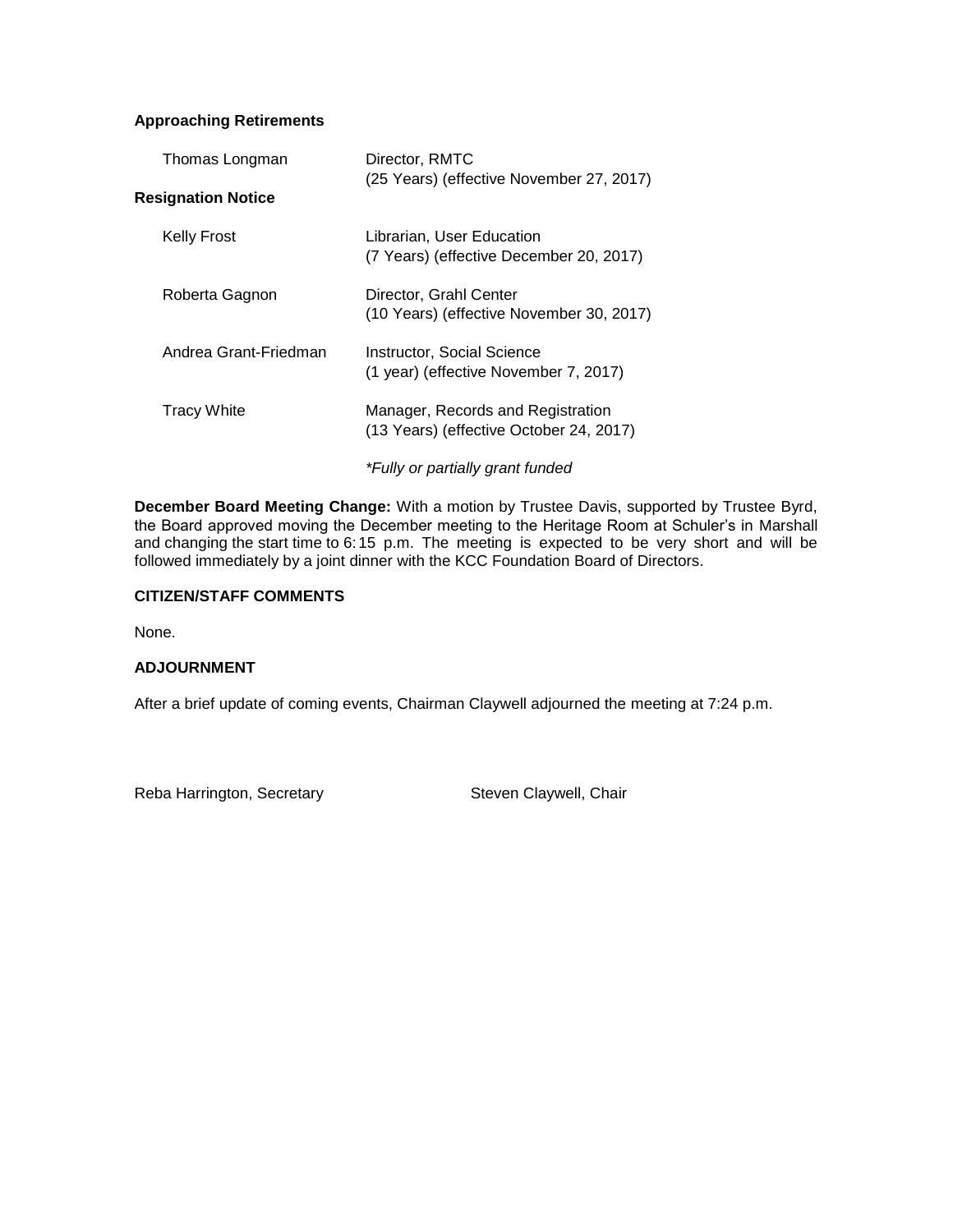**Approaching Retirements**

| | |
|---|---|
| Thomas Longman | Director, RMTC<br>(25 Years) (effective November 27, 2017) |

**Resignation Notice**

| | |
|---|---|
| Kelly Frost | Librarian, User Education<br>(7 Years) (effective December 20, 2017) |
| Roberta Gagnon | Director, Grahl Center<br>(10 Years) (effective November 30, 2017) |
| Andrea Grant-Friedman | Instructor, Social Science<br>(1 year) (effective November 7, 2017) |
| Tracy White | Manager, Records and Registration<br>(13 Years) (effective October 24, 2017) |

*\*Fully or partially grant funded*

**December Board Meeting Change:** With a motion by Trustee Davis, supported by Trustee Byrd, the Board approved moving the December meeting to the Heritage Room at Schuler's in Marshall and changing the start time to 6:15 p.m. The meeting is expected to be very short and will be followed immediately by a joint dinner with the KCC Foundation Board of Directors.

**CITIZEN/STAFF COMMENTS**

None.

**ADJOURNMENT**

After a brief update of coming events, Chairman Claywell adjourned the meeting at 7:24 p.m.

Reba Harrington, Secretary

Steven Claywell, Chair